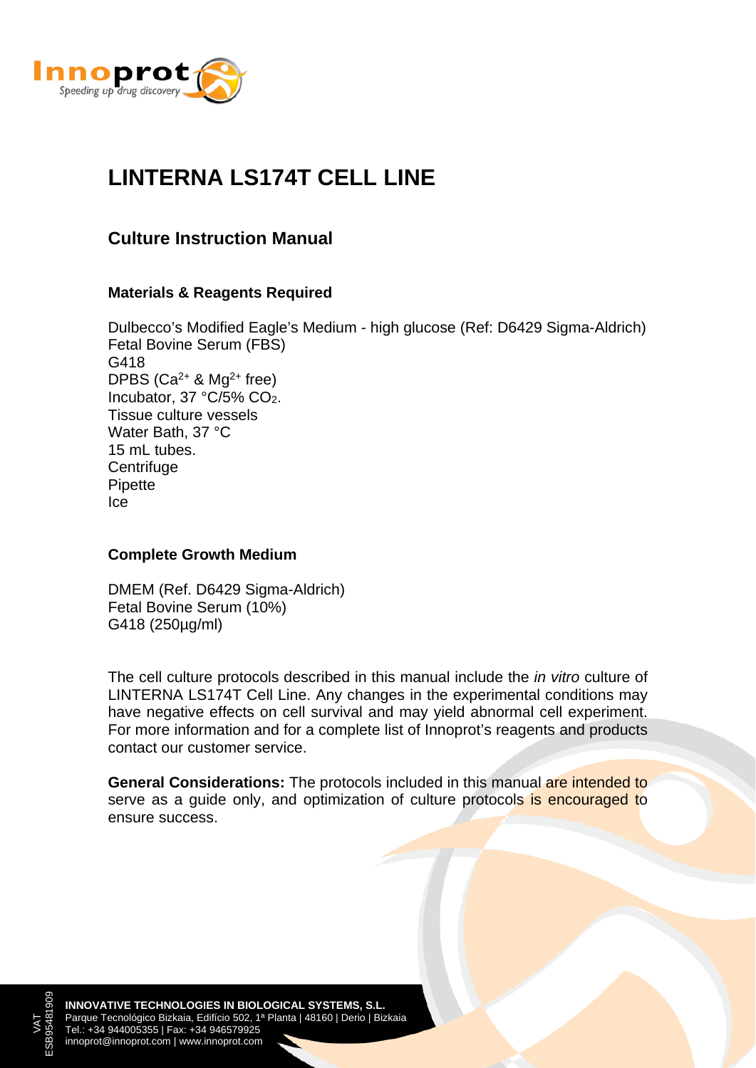# LINTERNA LS174T CELL LINE

## Culture Instruction Manual

### Materials & Reagents Required

Dulbecco's Modified Eagle's Medium - high glucose (Ref: D6429 Sigma-Aldrich)
Fetal Bovine Serum (FBS)
G418
DPBS ($Ca^{2+}$ & $Mg^{2+}$ free)
Incubator, 37 °C/5% $CO_2$.
Tissue culture vessels
Water Bath, 37 °C
15 mL tubes.
Centrifuge
Pipette
Ice

### Complete Growth Medium

DMEM (Ref. D6429 Sigma-Aldrich)
Fetal Bovine Serum (10%)
G418 (250µg/ml)

The cell culture protocols described in this manual include the *in vitro* culture of LINTERNA LS174T Cell Line. Any changes in the experimental conditions may have negative effects on cell survival and may yield abnormal cell experiment. For more information and for a complete list of Innoprot's reagents and products contact our customer service.

**General Considerations:** The protocols included in this manual are intended to serve as a guide only, and optimization of culture protocols is encouraged to ensure success.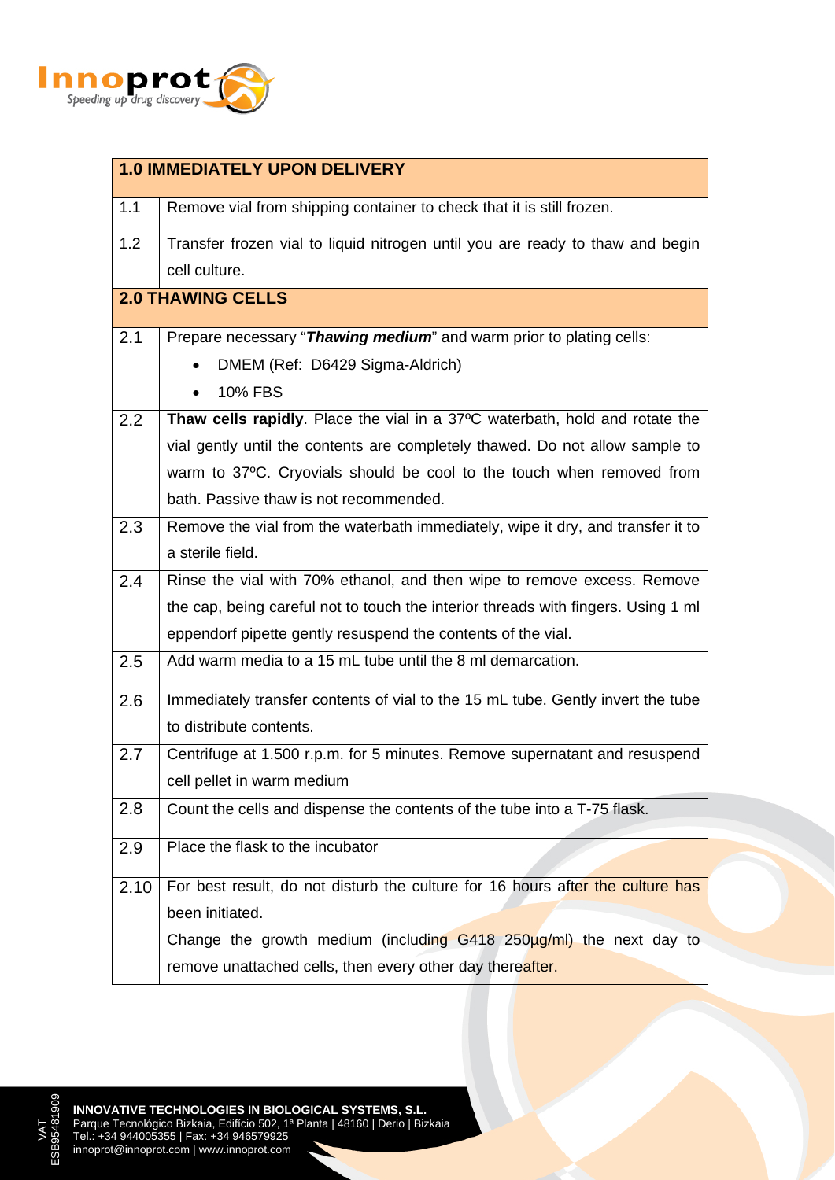| **1.0 IMMEDIATELY UPON DELIVERY** | |
|---|---|
| 1.1 | Remove vial from shipping container to check that it is still frozen. |
| 1.2 | Transfer frozen vial to liquid nitrogen until you are ready to thaw and begin cell culture. |
| **2.0 THAWING CELLS** | |
| 2.1 | Prepare necessary "***Thawing medium***" and warm prior to plating cells:<br>• DMEM (Ref: D6429 Sigma-Aldrich)<br>• 10% FBS |
| 2.2 | **Thaw cells rapidly**. Place the vial in a 37ºC waterbath, hold and rotate the vial gently until the contents are completely thawed. Do not allow sample to warm to 37ºC. Cryovials should be cool to the touch when removed from bath. Passive thaw is not recommended. |
| 2.3 | Remove the vial from the waterbath immediately, wipe it dry, and transfer it to a sterile field. |
| 2.4 | Rinse the vial with 70% ethanol, and then wipe to remove excess. Remove the cap, being careful not to touch the interior threads with fingers. Using 1 ml eppendorf pipette gently resuspend the contents of the vial. |
| 2.5 | Add warm media to a 15 mL tube until the 8 ml demarcation. |
| 2.6 | Immediately transfer contents of vial to the 15 mL tube. Gently invert the tube to distribute contents. |
| 2.7 | Centrifuge at 1.500 r.p.m. for 5 minutes. Remove supernatant and resuspend cell pellet in warm medium |
| 2.8 | Count the cells and dispense the contents of the tube into a T-75 flask. |
| 2.9 | Place the flask to the incubator |
| 2.10 | For best result, do not disturb the culture for 16 hours after the culture has been initiated.<br>Change the growth medium (including G418 250µg/ml) the next day to remove unattached cells, then every other day thereafter. |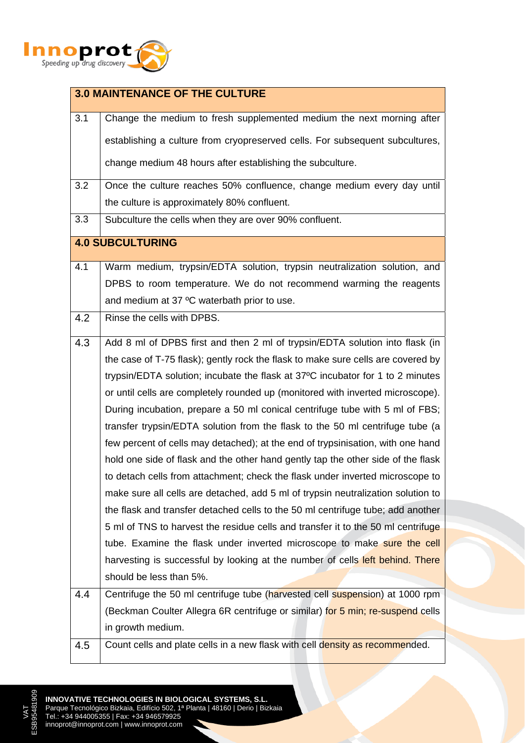| | |
|---|---|
| **3.0 MAINTENANCE OF THE CULTURE** | |
| 3.1 | Change the medium to fresh supplemented medium the next morning after establishing a culture from cryopreserved cells. For subsequent subcultures, change medium 48 hours after establishing the subculture. |
| 3.2 | Once the culture reaches 50% confluence, change medium every day until the culture is approximately 80% confluent. |
| 3.3 | Subculture the cells when they are over 90% confluent. |
| **4.0 SUBCULTURING** | |
| 4.1 | Warm medium, trypsin/EDTA solution, trypsin neutralization solution, and DPBS to room temperature. We do not recommend warming the reagents and medium at 37 ºC waterbath prior to use. |
| 4.2 | Rinse the cells with DPBS. |
| 4.3 | Add 8 ml of DPBS first and then 2 ml of trypsin/EDTA solution into flask (in the case of T-75 flask); gently rock the flask to make sure cells are covered by trypsin/EDTA solution; incubate the flask at 37ºC incubator for 1 to 2 minutes or until cells are completely rounded up (monitored with inverted microscope). During incubation, prepare a 50 ml conical centrifuge tube with 5 ml of FBS; transfer trypsin/EDTA solution from the flask to the 50 ml centrifuge tube (a few percent of cells may detached); at the end of trypsinisation, with one hand hold one side of flask and the other hand gently tap the other side of the flask to detach cells from attachment; check the flask under inverted microscope to make sure all cells are detached, add 5 ml of trypsin neutralization solution to the flask and transfer detached cells to the 50 ml centrifuge tube; add another 5 ml of TNS to harvest the residue cells and transfer it to the 50 ml centrifuge tube. Examine the flask under inverted microscope to make sure the cell harvesting is successful by looking at the number of cells left behind. There should be less than 5%. |
| 4.4 | Centrifuge the 50 ml centrifuge tube (harvested cell suspension) at 1000 rpm (Beckman Coulter Allegra 6R centrifuge or similar) for 5 min; re-suspend cells in growth medium. |
| 4.5 | Count cells and plate cells in a new flask with cell density as recommended. |